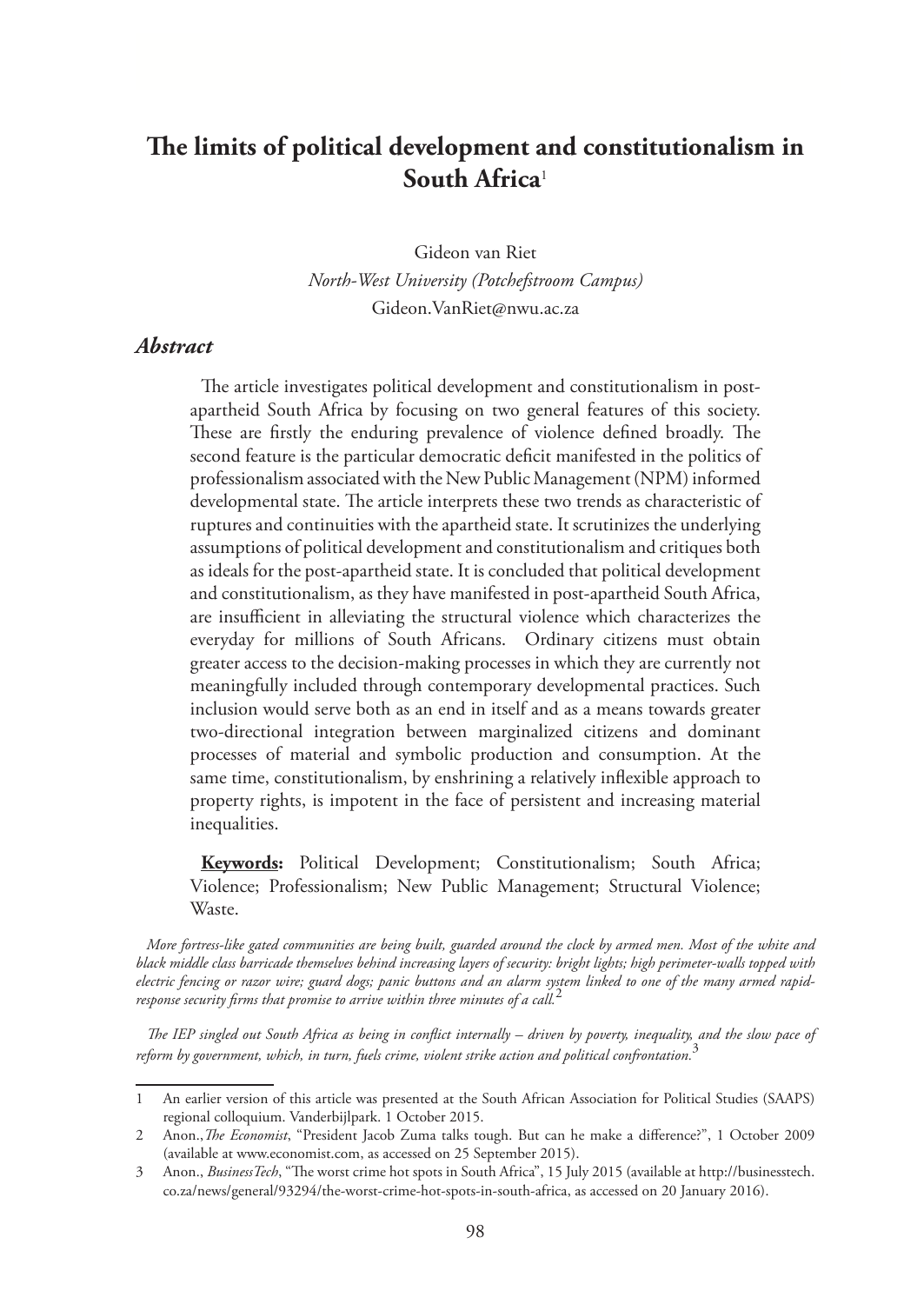# The limits of political development and constitutionalism in South Africa[1]

Gideon van Riet

*North-West University (Potchefstroom Campus)*

Gideon.VanRiet@nwu.ac.za

### *Abstract*

The article investigates political development and constitutionalism in post-apartheid South Africa by focusing on two general features of this society. These are firstly the enduring prevalence of violence defined broadly. The second feature is the particular democratic deficit manifested in the politics of professionalism associated with the New Public Management (NPM) informed developmental state. The article interprets these two trends as characteristic of ruptures and continuities with the apartheid state. It scrutinizes the underlying assumptions of political development and constitutionalism and critiques both as ideals for the post-apartheid state. It is concluded that political development and constitutionalism, as they have manifested in post-apartheid South Africa, are insufficient in alleviating the structural violence which characterizes the everyday for millions of South Africans. Ordinary citizens must obtain greater access to the decision-making processes in which they are currently not meaningfully included through contemporary developmental practices. Such inclusion would serve both as an end in itself and as a means towards greater two-directional integration between marginalized citizens and dominant processes of material and symbolic production and consumption. At the same time, constitutionalism, by enshrining a relatively inflexible approach to property rights, is impotent in the face of persistent and increasing material inequalities.

**Keywords:** Political Development; Constitutionalism; South Africa; Violence; Professionalism; New Public Management; Structural Violence; Waste.

*More fortress-like gated communities are being built, guarded around the clock by armed men. Most of the white and black middle class barricade themselves behind increasing layers of security: bright lights; high perimeter-walls topped with electric fencing or razor wire; guard dogs; panic buttons and an alarm system linked to one of the many armed rapid-response security firms that promise to arrive within three minutes of a call.*[2]

*The IEP singled out South Africa as being in conflict internally – driven by poverty, inequality, and the slow pace of reform by government, which, in turn, fuels crime, violent strike action and political confrontation.*[3]

---

1 An earlier version of this article was presented at the South African Association for Political Studies (SAAPS) regional colloquium. Vanderbijlpark. 1 October 2015.

2 Anon., *The Economist*, "President Jacob Zuma talks tough. But can he make a difference?", 1 October 2009 (available at www.economist.com, as accessed on 25 September 2015).

3 Anon., *BusinessTech*, "The worst crime hot spots in South Africa", 15 July 2015 (available at http://businesstech.co.za/news/general/93294/the-worst-crime-hot-spots-in-south-africa, as accessed on 20 January 2016).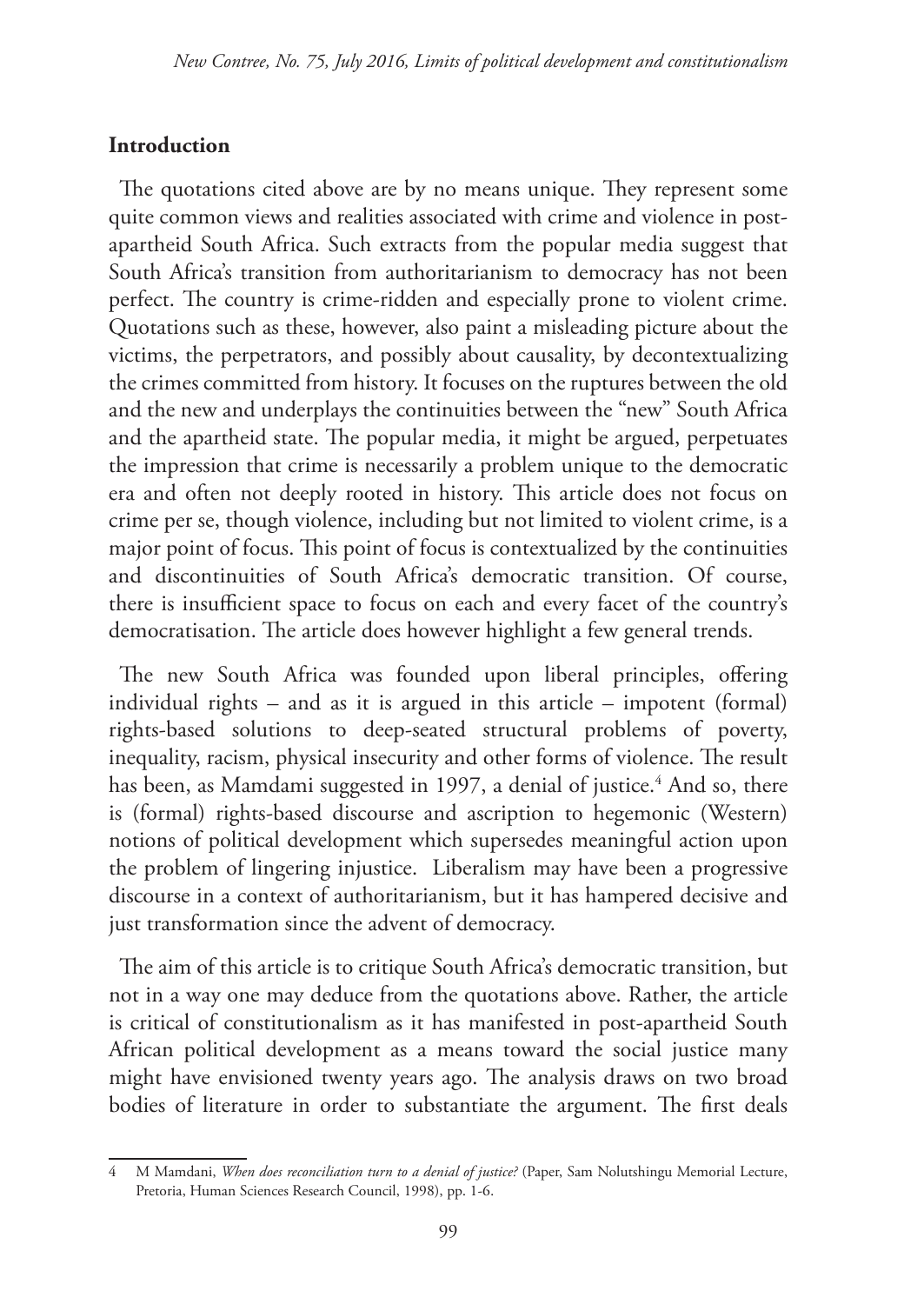## Introduction

The quotations cited above are by no means unique. They represent some quite common views and realities associated with crime and violence in post-apartheid South Africa. Such extracts from the popular media suggest that South Africa's transition from authoritarianism to democracy has not been perfect. The country is crime-ridden and especially prone to violent crime. Quotations such as these, however, also paint a misleading picture about the victims, the perpetrators, and possibly about causality, by decontextualizing the crimes committed from history. It focuses on the ruptures between the old and the new and underplays the continuities between the "new" South Africa and the apartheid state. The popular media, it might be argued, perpetuates the impression that crime is necessarily a problem unique to the democratic era and often not deeply rooted in history. This article does not focus on crime per se, though violence, including but not limited to violent crime, is a major point of focus. This point of focus is contextualized by the continuities and discontinuities of South Africa's democratic transition. Of course, there is insufficient space to focus on each and every facet of the country's democratisation. The article does however highlight a few general trends.

The new South Africa was founded upon liberal principles, offering individual rights – and as it is argued in this article – impotent (formal) rights-based solutions to deep-seated structural problems of poverty, inequality, racism, physical insecurity and other forms of violence. The result has been, as Mamdami suggested in 1997, a denial of justice.[4] And so, there is (formal) rights-based discourse and ascription to hegemonic (Western) notions of political development which supersedes meaningful action upon the problem of lingering injustice. Liberalism may have been a progressive discourse in a context of authoritarianism, but it has hampered decisive and just transformation since the advent of democracy.

The aim of this article is to critique South Africa's democratic transition, but not in a way one may deduce from the quotations above. Rather, the article is critical of constitutionalism as it has manifested in post-apartheid South African political development as a means toward the social justice many might have envisioned twenty years ago. The analysis draws on two broad bodies of literature in order to substantiate the argument. The first deals

4 M Mamdani, *When does reconciliation turn to a denial of justice?* (Paper, Sam Nolutshingu Memorial Lecture, Pretoria, Human Sciences Research Council, 1998), pp. 1-6.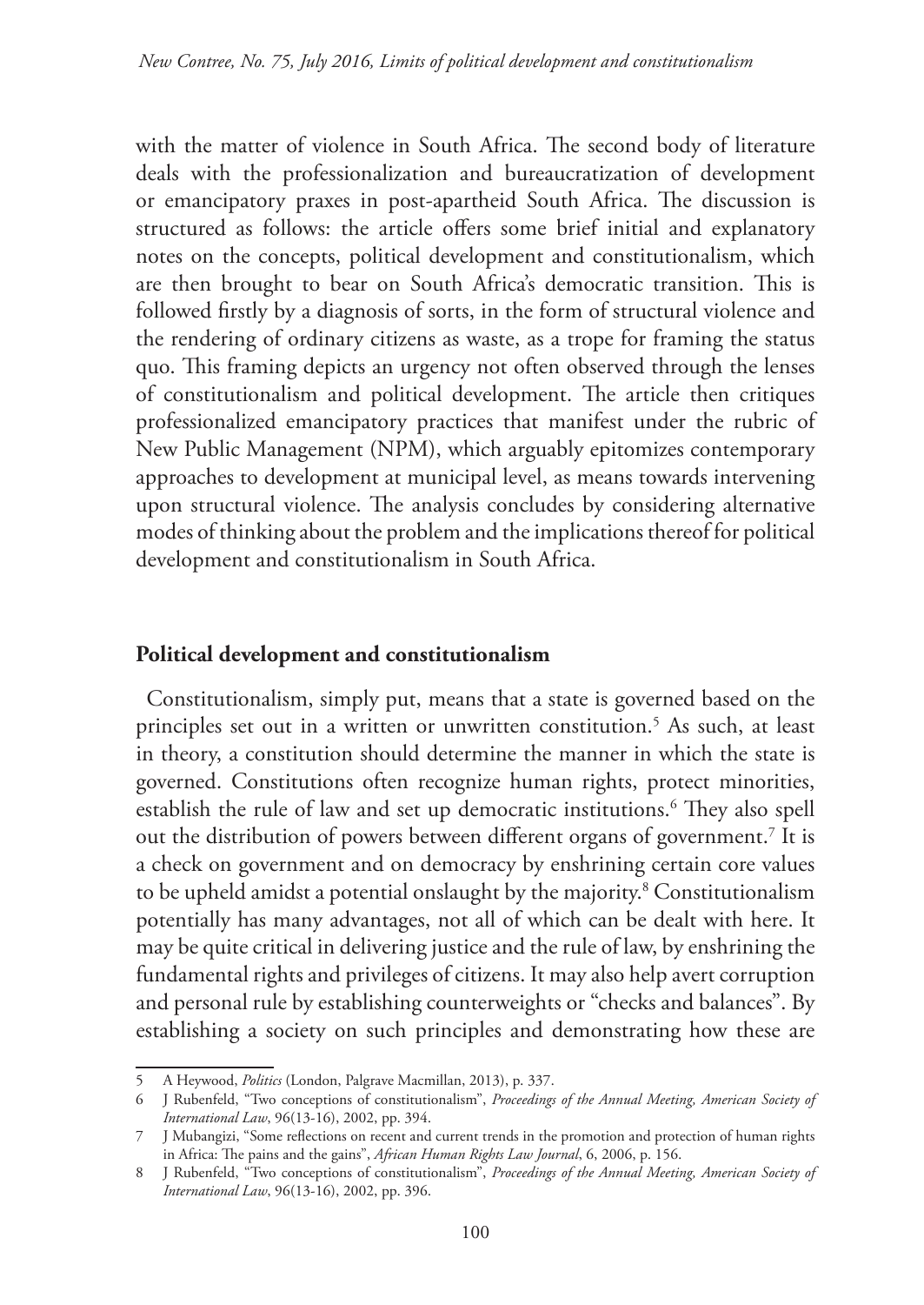with the matter of violence in South Africa. The second body of literature deals with the professionalization and bureaucratization of development or emancipatory praxes in post-apartheid South Africa. The discussion is structured as follows: the article offers some brief initial and explanatory notes on the concepts, political development and constitutionalism, which are then brought to bear on South Africa's democratic transition. This is followed firstly by a diagnosis of sorts, in the form of structural violence and the rendering of ordinary citizens as waste, as a trope for framing the status quo. This framing depicts an urgency not often observed through the lenses of constitutionalism and political development. The article then critiques professionalized emancipatory practices that manifest under the rubric of New Public Management (NPM), which arguably epitomizes contemporary approaches to development at municipal level, as means towards intervening upon structural violence. The analysis concludes by considering alternative modes of thinking about the problem and the implications thereof for political development and constitutionalism in South Africa.

## Political development and constitutionalism

Constitutionalism, simply put, means that a state is governed based on the principles set out in a written or unwritten constitution.[5] As such, at least in theory, a constitution should determine the manner in which the state is governed. Constitutions often recognize human rights, protect minorities, establish the rule of law and set up democratic institutions.[6] They also spell out the distribution of powers between different organs of government.[7] It is a check on government and on democracy by enshrining certain core values to be upheld amidst a potential onslaught by the majority.[8] Constitutionalism potentially has many advantages, not all of which can be dealt with here. It may be quite critical in delivering justice and the rule of law, by enshrining the fundamental rights and privileges of citizens. It may also help avert corruption and personal rule by establishing counterweights or "checks and balances". By establishing a society on such principles and demonstrating how these are

---

5 A Heywood, *Politics* (London, Palgrave Macmillan, 2013), p. 337.

6 J Rubenfeld, "Two conceptions of constitutionalism", *Proceedings of the Annual Meeting, American Society of International Law*, 96(13-16), 2002, pp. 394.

7 J Mubangizi, "Some reflections on recent and current trends in the promotion and protection of human rights in Africa: The pains and the gains", *African Human Rights Law Journal*, 6, 2006, p. 156.

8 J Rubenfeld, "Two conceptions of constitutionalism", *Proceedings of the Annual Meeting, American Society of International Law*, 96(13-16), 2002, pp. 396.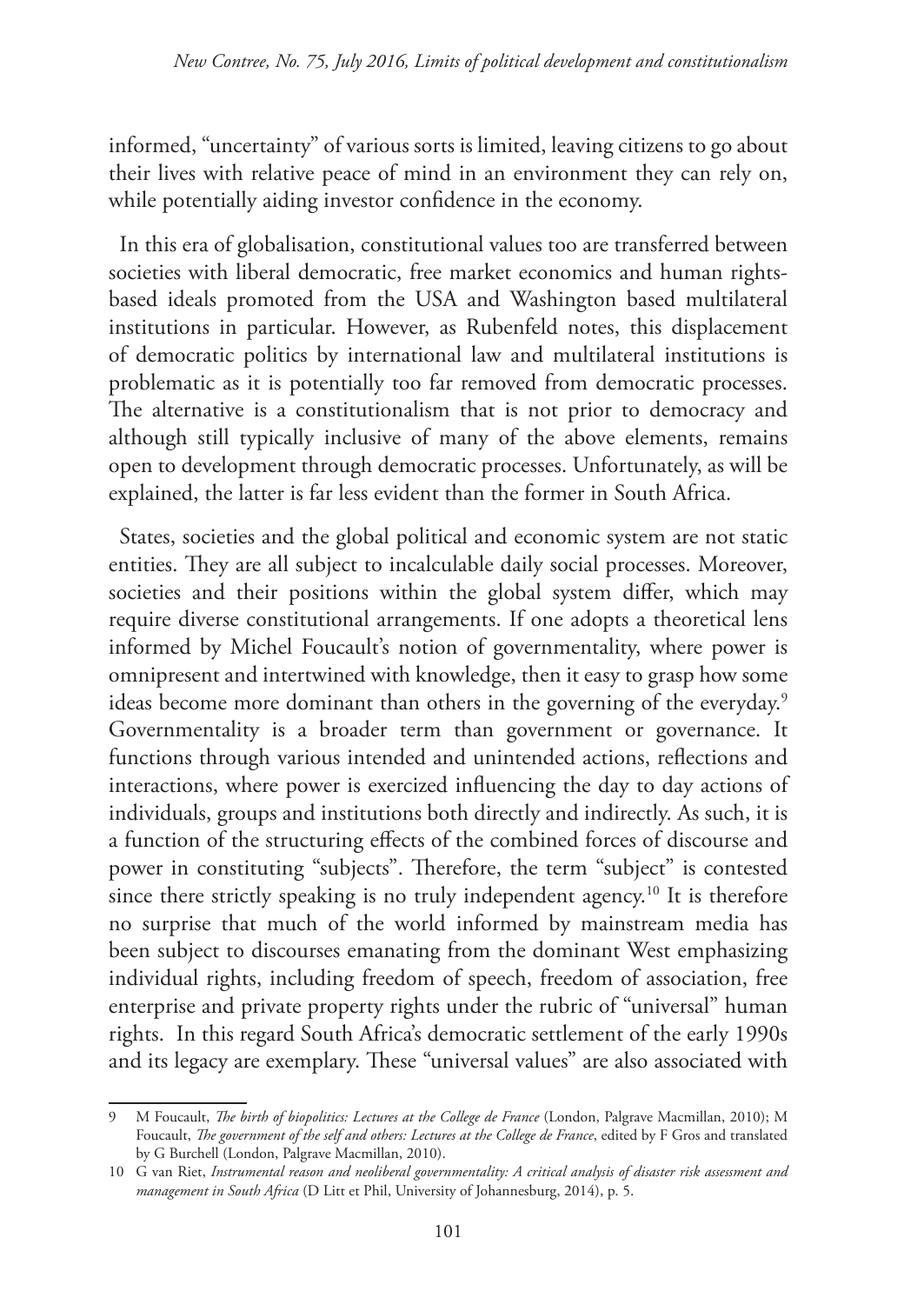informed, "uncertainty" of various sorts is limited, leaving citizens to go about their lives with relative peace of mind in an environment they can rely on, while potentially aiding investor confidence in the economy.

In this era of globalisation, constitutional values too are transferred between societies with liberal democratic, free market economics and human rights-based ideals promoted from the USA and Washington based multilateral institutions in particular. However, as Rubenfeld notes, this displacement of democratic politics by international law and multilateral institutions is problematic as it is potentially too far removed from democratic processes. The alternative is a constitutionalism that is not prior to democracy and although still typically inclusive of many of the above elements, remains open to development through democratic processes. Unfortunately, as will be explained, the latter is far less evident than the former in South Africa.

States, societies and the global political and economic system are not static entities. They are all subject to incalculable daily social processes. Moreover, societies and their positions within the global system differ, which may require diverse constitutional arrangements. If one adopts a theoretical lens informed by Michel Foucault's notion of governmentality, where power is omnipresent and intertwined with knowledge, then it easy to grasp how some ideas become more dominant than others in the governing of the everyday.[9] Governmentality is a broader term than government or governance. It functions through various intended and unintended actions, reflections and interactions, where power is exercized influencing the day to day actions of individuals, groups and institutions both directly and indirectly. As such, it is a function of the structuring effects of the combined forces of discourse and power in constituting "subjects". Therefore, the term "subject" is contested since there strictly speaking is no truly independent agency.[10] It is therefore no surprise that much of the world informed by mainstream media has been subject to discourses emanating from the dominant West emphasizing individual rights, including freedom of speech, freedom of association, free enterprise and private property rights under the rubric of "universal" human rights. In this regard South Africa's democratic settlement of the early 1990s and its legacy are exemplary. These "universal values" are also associated with

---

9 M Foucault, *The birth of biopolitics: Lectures at the College de France* (London, Palgrave Macmillan, 2010); M Foucault, *The government of the self and others: Lectures at the College de France*, edited by F Gros and translated by G Burchell (London, Palgrave Macmillan, 2010).

10 G van Riet, *Instrumental reason and neoliberal governmentality: A critical analysis of disaster risk assessment and management in South Africa* (D Litt et Phil, University of Johannesburg, 2014), p. 5.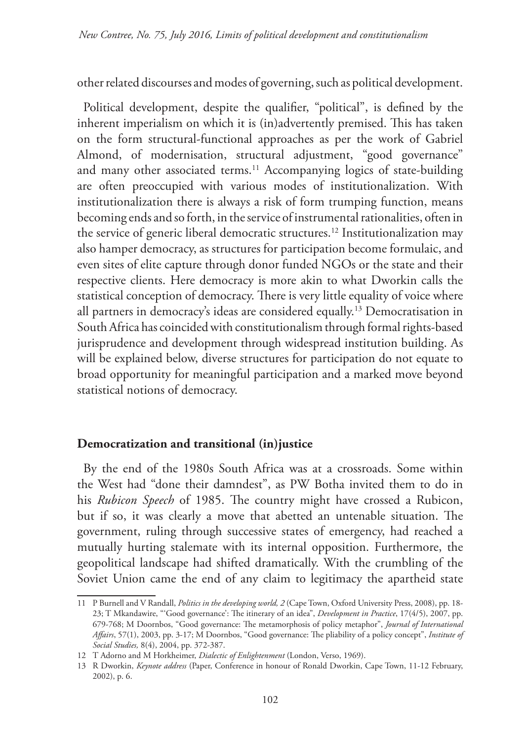other related discourses and modes of governing, such as political development.

Political development, despite the qualifier, "political", is defined by the inherent imperialism on which it is (in)advertently premised. This has taken on the form structural-functional approaches as per the work of Gabriel Almond, of modernisation, structural adjustment, "good governance" and many other associated terms.[11] Accompanying logics of state-building are often preoccupied with various modes of institutionalization. With institutionalization there is always a risk of form trumping function, means becoming ends and so forth, in the service of instrumental rationalities, often in the service of generic liberal democratic structures.[12] Institutionalization may also hamper democracy, as structures for participation become formulaic, and even sites of elite capture through donor funded NGOs or the state and their respective clients. Here democracy is more akin to what Dworkin calls the statistical conception of democracy. There is very little equality of voice where all partners in democracy's ideas are considered equally.[13] Democratisation in South Africa has coincided with constitutionalism through formal rights-based jurisprudence and development through widespread institution building. As will be explained below, diverse structures for participation do not equate to broad opportunity for meaningful participation and a marked move beyond statistical notions of democracy.

## Democratization and transitional (in)justice

By the end of the 1980s South Africa was at a crossroads. Some within the West had "done their damndest", as PW Botha invited them to do in his *Rubicon Speech* of 1985. The country might have crossed a Rubicon, but if so, it was clearly a move that abetted an untenable situation. The government, ruling through successive states of emergency, had reached a mutually hurting stalemate with its internal opposition. Furthermore, the geopolitical landscape had shifted dramatically. With the crumbling of the Soviet Union came the end of any claim to legitimacy the apartheid state

---

11 P Burnell and V Randall, *Politics in the developing world, 2* (Cape Town, Oxford University Press, 2008), pp. 18-23; T Mkandawire, "'Good governance': The itinerary of an idea", *Development in Practice*, 17(4/5), 2007, pp. 679-768; M Doornbos, "Good governance: The metamorphosis of policy metaphor", *Journal of International Affairs*, 57(1), 2003, pp. 3-17; M Doornbos, "Good governance: The pliability of a policy concept", *Institute of Social Studies,* 8(4), 2004, pp. 372-387.

12 T Adorno and M Horkheimer, *Dialectic of Enlightenment* (London, Verso, 1969).

13 R Dworkin, *Keynote address* (Paper, Conference in honour of Ronald Dworkin, Cape Town, 11-12 February, 2002), p. 6.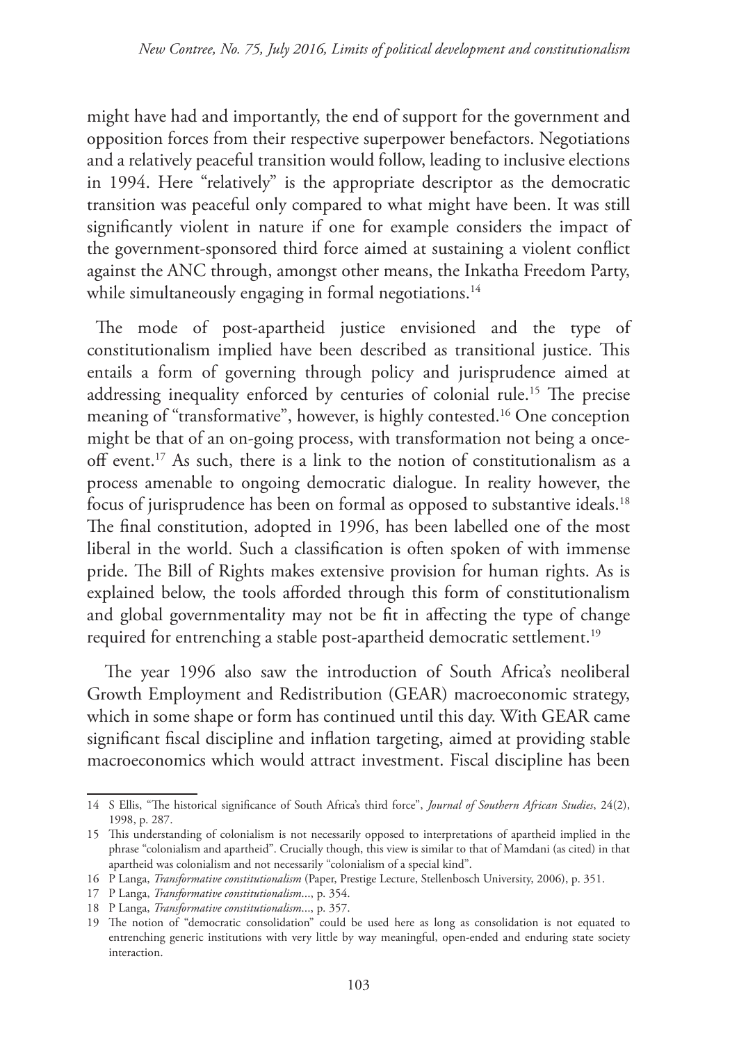might have had and importantly, the end of support for the government and opposition forces from their respective superpower benefactors. Negotiations and a relatively peaceful transition would follow, leading to inclusive elections in 1994. Here "relatively" is the appropriate descriptor as the democratic transition was peaceful only compared to what might have been. It was still significantly violent in nature if one for example considers the impact of the government-sponsored third force aimed at sustaining a violent conflict against the ANC through, amongst other means, the Inkatha Freedom Party, while simultaneously engaging in formal negotiations.[14]

The mode of post-apartheid justice envisioned and the type of constitutionalism implied have been described as transitional justice. This entails a form of governing through policy and jurisprudence aimed at addressing inequality enforced by centuries of colonial rule.[15] The precise meaning of "transformative", however, is highly contested.[16] One conception might be that of an on-going process, with transformation not being a once-off event.[17] As such, there is a link to the notion of constitutionalism as a process amenable to ongoing democratic dialogue. In reality however, the focus of jurisprudence has been on formal as opposed to substantive ideals.[18] The final constitution, adopted in 1996, has been labelled one of the most liberal in the world. Such a classification is often spoken of with immense pride. The Bill of Rights makes extensive provision for human rights. As is explained below, the tools afforded through this form of constitutionalism and global governmentality may not be fit in affecting the type of change required for entrenching a stable post-apartheid democratic settlement.[19]

The year 1996 also saw the introduction of South Africa's neoliberal Growth Employment and Redistribution (GEAR) macroeconomic strategy, which in some shape or form has continued until this day. With GEAR came significant fiscal discipline and inflation targeting, aimed at providing stable macroeconomics which would attract investment. Fiscal discipline has been

---

14 S Ellis, "The historical significance of South Africa's third force", *Journal of Southern African Studies*, 24(2), 1998, p. 287.

15 This understanding of colonialism is not necessarily opposed to interpretations of apartheid implied in the phrase "colonialism and apartheid". Crucially though, this view is similar to that of Mamdani (as cited) in that apartheid was colonialism and not necessarily "colonialism of a special kind".

16 P Langa, *Transformative constitutionalism* (Paper, Prestige Lecture, Stellenbosch University, 2006), p. 351.

17 P Langa, *Transformative constitutionalism*..., p. 354.

18 P Langa, *Transformative constitutionalism*..., p. 357.

19 The notion of "democratic consolidation" could be used here as long as consolidation is not equated to entrenching generic institutions with very little by way meaningful, open-ended and enduring state society interaction.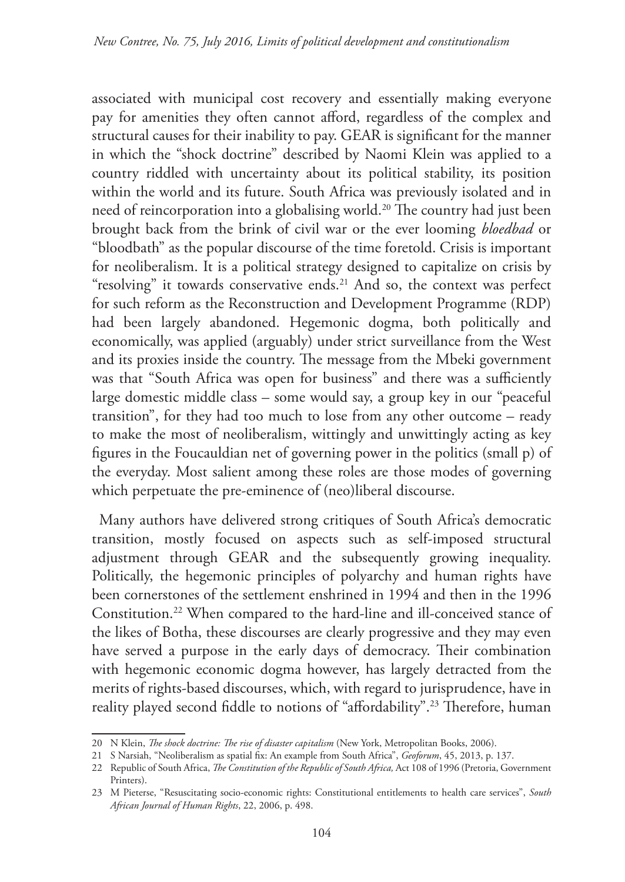associated with municipal cost recovery and essentially making everyone pay for amenities they often cannot afford, regardless of the complex and structural causes for their inability to pay. GEAR is significant for the manner in which the "shock doctrine" described by Naomi Klein was applied to a country riddled with uncertainty about its political stability, its position within the world and its future. South Africa was previously isolated and in need of reincorporation into a globalising world.[20] The country had just been brought back from the brink of civil war or the ever looming *bloedbad* or "bloodbath" as the popular discourse of the time foretold. Crisis is important for neoliberalism. It is a political strategy designed to capitalize on crisis by "resolving" it towards conservative ends.[21] And so, the context was perfect for such reform as the Reconstruction and Development Programme (RDP) had been largely abandoned. Hegemonic dogma, both politically and economically, was applied (arguably) under strict surveillance from the West and its proxies inside the country. The message from the Mbeki government was that "South Africa was open for business" and there was a sufficiently large domestic middle class – some would say, a group key in our "peaceful transition", for they had too much to lose from any other outcome – ready to make the most of neoliberalism, wittingly and unwittingly acting as key figures in the Foucauldian net of governing power in the politics (small p) of the everyday. Most salient among these roles are those modes of governing which perpetuate the pre-eminence of (neo)liberal discourse.

Many authors have delivered strong critiques of South Africa's democratic transition, mostly focused on aspects such as self-imposed structural adjustment through GEAR and the subsequently growing inequality. Politically, the hegemonic principles of polyarchy and human rights have been cornerstones of the settlement enshrined in 1994 and then in the 1996 Constitution.[22] When compared to the hard-line and ill-conceived stance of the likes of Botha, these discourses are clearly progressive and they may even have served a purpose in the early days of democracy. Their combination with hegemonic economic dogma however, has largely detracted from the merits of rights-based discourses, which, with regard to jurisprudence, have in reality played second fiddle to notions of "affordability".[23] Therefore, human

---

20 N Klein, *The shock doctrine: The rise of disaster capitalism* (New York, Metropolitan Books, 2006).

21 S Narsiah, "Neoliberalism as spatial fix: An example from South Africa", *Geoforum*, 45, 2013, p. 137.

22 Republic of South Africa, *The Constitution of the Republic of South Africa,* Act 108 of 1996 (Pretoria, Government Printers).

23 M Pieterse, "Resuscitating socio-economic rights: Constitutional entitlements to health care services", *South African Journal of Human Rights*, 22, 2006, p. 498.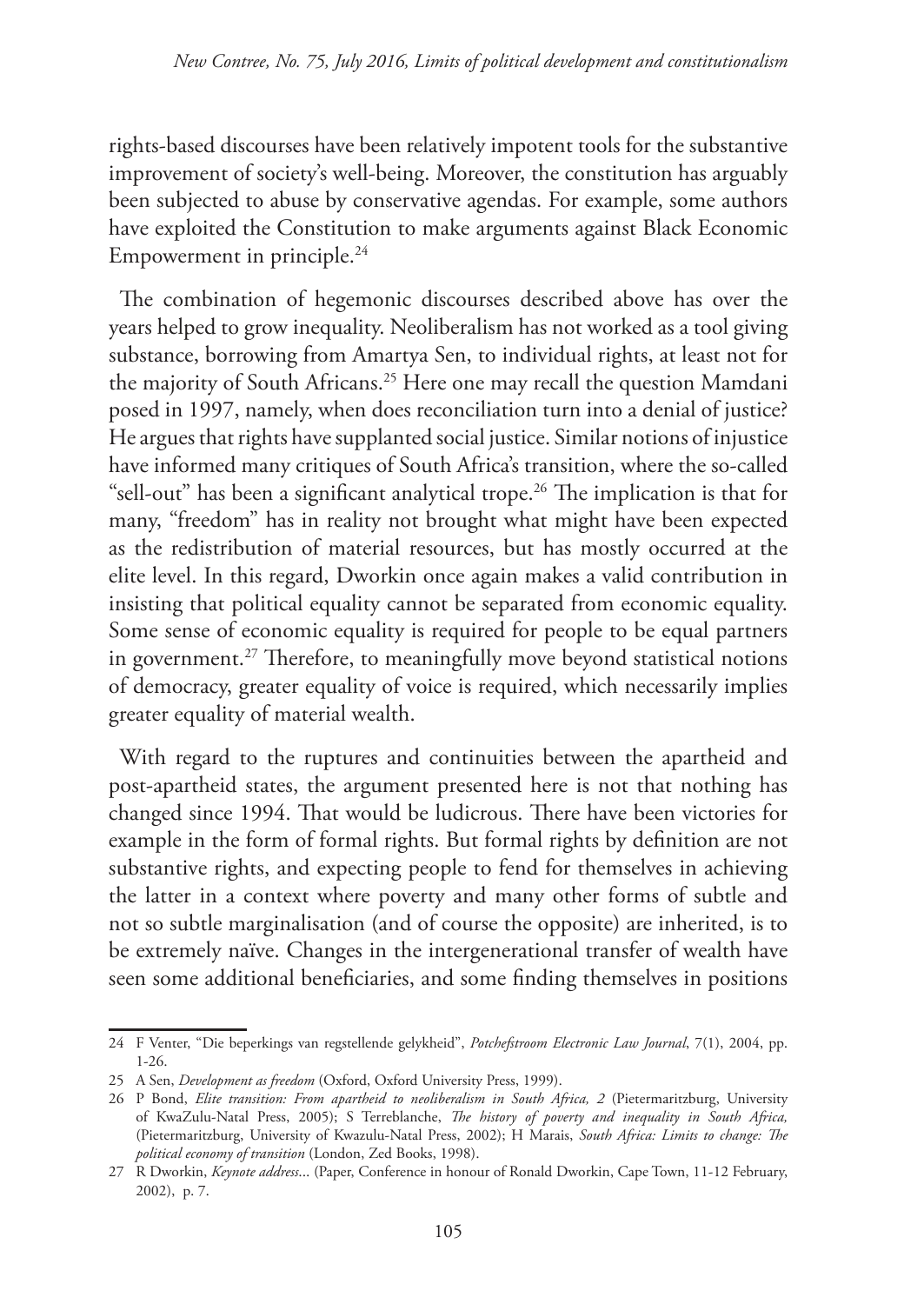rights-based discourses have been relatively impotent tools for the substantive improvement of society's well-being. Moreover, the constitution has arguably been subjected to abuse by conservative agendas. For example, some authors have exploited the Constitution to make arguments against Black Economic Empowerment in principle.[24]

The combination of hegemonic discourses described above has over the years helped to grow inequality. Neoliberalism has not worked as a tool giving substance, borrowing from Amartya Sen, to individual rights, at least not for the majority of South Africans.[25] Here one may recall the question Mamdani posed in 1997, namely, when does reconciliation turn into a denial of justice? He argues that rights have supplanted social justice. Similar notions of injustice have informed many critiques of South Africa's transition, where the so-called "sell-out" has been a significant analytical trope.[26] The implication is that for many, "freedom" has in reality not brought what might have been expected as the redistribution of material resources, but has mostly occurred at the elite level. In this regard, Dworkin once again makes a valid contribution in insisting that political equality cannot be separated from economic equality. Some sense of economic equality is required for people to be equal partners in government.[27] Therefore, to meaningfully move beyond statistical notions of democracy, greater equality of voice is required, which necessarily implies greater equality of material wealth.

With regard to the ruptures and continuities between the apartheid and post-apartheid states, the argument presented here is not that nothing has changed since 1994. That would be ludicrous. There have been victories for example in the form of formal rights. But formal rights by definition are not substantive rights, and expecting people to fend for themselves in achieving the latter in a context where poverty and many other forms of subtle and not so subtle marginalisation (and of course the opposite) are inherited, is to be extremely naïve. Changes in the intergenerational transfer of wealth have seen some additional beneficiaries, and some finding themselves in positions

---

24 F Venter, "Die beperkings van regstellende gelykheid", *Potchefstroom Electronic Law Journal*, 7(1), 2004, pp. 1-26.

25 A Sen, *Development as freedom* (Oxford, Oxford University Press, 1999).

26 P Bond, *Elite transition: From apartheid to neoliberalism in South Africa, 2* (Pietermaritzburg, University of KwaZulu-Natal Press, 2005); S Terreblanche, *The history of poverty and inequality in South Africa,* (Pietermaritzburg, University of Kwazulu-Natal Press, 2002); H Marais, *South Africa: Limits to change: The political economy of transition* (London, Zed Books, 1998).

27 R Dworkin, *Keynote address*... (Paper, Conference in honour of Ronald Dworkin, Cape Town, 11-12 February, 2002), p. 7.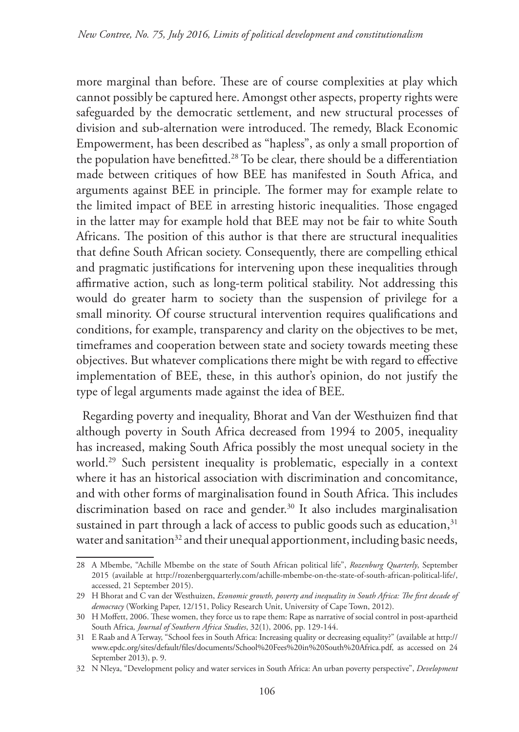more marginal than before. These are of course complexities at play which cannot possibly be captured here. Amongst other aspects, property rights were safeguarded by the democratic settlement, and new structural processes of division and sub-alternation were introduced. The remedy, Black Economic Empowerment, has been described as "hapless", as only a small proportion of the population have benefitted.[28] To be clear, there should be a differentiation made between critiques of how BEE has manifested in South Africa, and arguments against BEE in principle. The former may for example relate to the limited impact of BEE in arresting historic inequalities. Those engaged in the latter may for example hold that BEE may not be fair to white South Africans. The position of this author is that there are structural inequalities that define South African society. Consequently, there are compelling ethical and pragmatic justifications for intervening upon these inequalities through affirmative action, such as long-term political stability. Not addressing this would do greater harm to society than the suspension of privilege for a small minority. Of course structural intervention requires qualifications and conditions, for example, transparency and clarity on the objectives to be met, timeframes and cooperation between state and society towards meeting these objectives. But whatever complications there might be with regard to effective implementation of BEE, these, in this author's opinion, do not justify the type of legal arguments made against the idea of BEE.

Regarding poverty and inequality, Bhorat and Van der Westhuizen find that although poverty in South Africa decreased from 1994 to 2005, inequality has increased, making South Africa possibly the most unequal society in the world.[29] Such persistent inequality is problematic, especially in a context where it has an historical association with discrimination and concomitance, and with other forms of marginalisation found in South Africa. This includes discrimination based on race and gender.[30] It also includes marginalisation sustained in part through a lack of access to public goods such as education,[31] water and sanitation[32] and their unequal apportionment, including basic needs,

---

28 A Mbembe, "Achille Mbembe on the state of South African political life", *Rozenburg Quarterly*, September 2015 (available at http://rozenbergquarterly.com/achille-mbembe-on-the-state-of-south-african-political-life/, accessed, 21 September 2015).

29 H Bhorat and C van der Westhuizen, *Economic growth, poverty and inequality in South Africa: The first decade of democracy* (Working Paper, 12/151, Policy Research Unit, University of Cape Town, 2012).

30 H Moffett, 2006. These women, they force us to rape them: Rape as narrative of social control in post-apartheid South Africa*, Journal of Southern Africa Studies*, 32(1), 2006, pp. 129-144.

31 E Raab and A Terway, "School fees in South Africa: Increasing quality or decreasing equality?" (available at http://www.epdc.org/sites/default/files/documents/School%20Fees%20in%20South%20Africa.pdf, as accessed on 24 September 2013), p. 9.

32 N Nleya, "Development policy and water services in South Africa: An urban poverty perspective", *Development*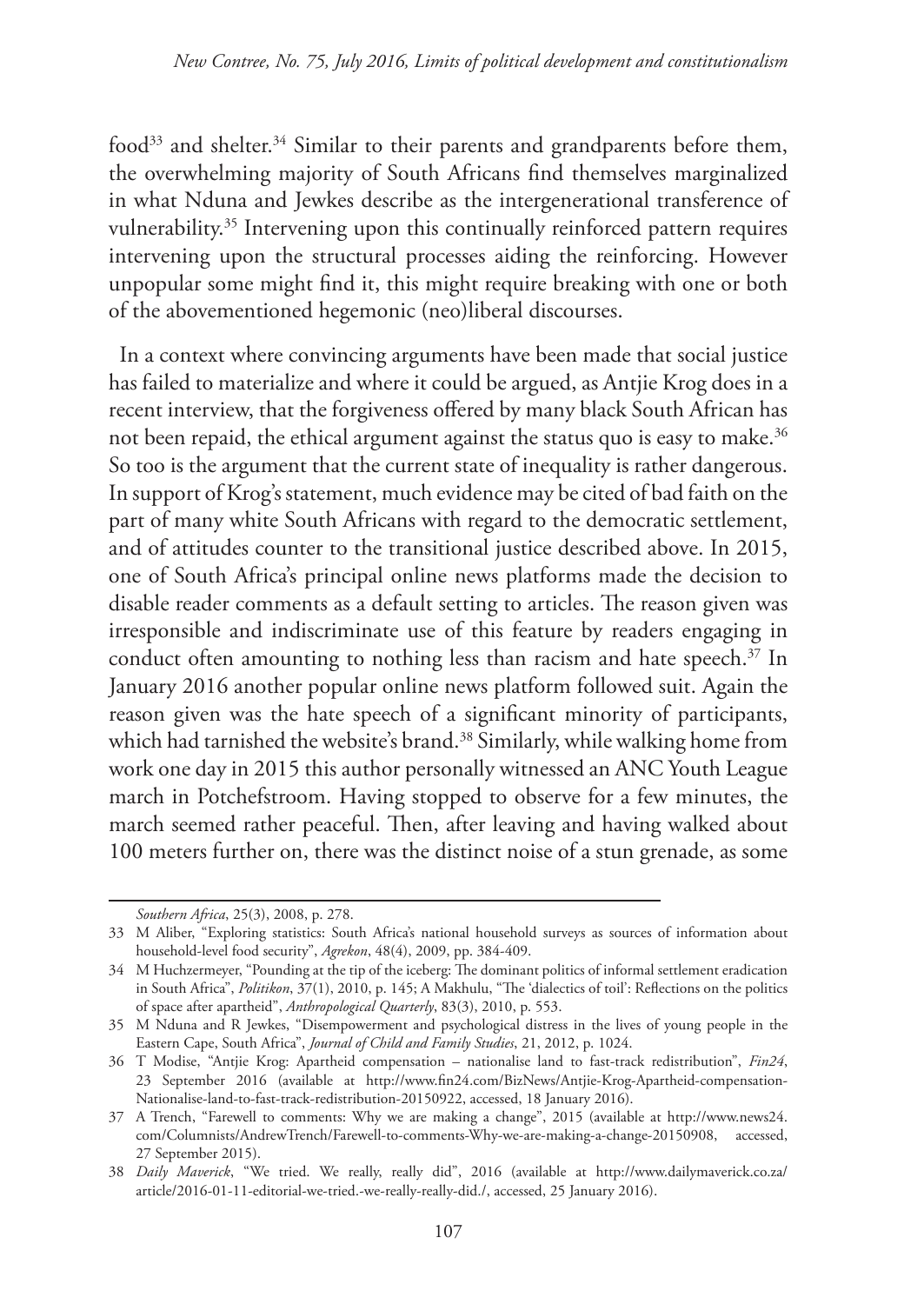food[33] and shelter.[34] Similar to their parents and grandparents before them, the overwhelming majority of South Africans find themselves marginalized in what Nduna and Jewkes describe as the intergenerational transference of vulnerability.[35] Intervening upon this continually reinforced pattern requires intervening upon the structural processes aiding the reinforcing. However unpopular some might find it, this might require breaking with one or both of the abovementioned hegemonic (neo)liberal discourses.

In a context where convincing arguments have been made that social justice has failed to materialize and where it could be argued, as Antjie Krog does in a recent interview, that the forgiveness offered by many black South African has not been repaid, the ethical argument against the status quo is easy to make.[36] So too is the argument that the current state of inequality is rather dangerous. In support of Krog's statement, much evidence may be cited of bad faith on the part of many white South Africans with regard to the democratic settlement, and of attitudes counter to the transitional justice described above. In 2015, one of South Africa's principal online news platforms made the decision to disable reader comments as a default setting to articles. The reason given was irresponsible and indiscriminate use of this feature by readers engaging in conduct often amounting to nothing less than racism and hate speech.[37] In January 2016 another popular online news platform followed suit. Again the reason given was the hate speech of a significant minority of participants, which had tarnished the website's brand.[38] Similarly, while walking home from work one day in 2015 this author personally witnessed an ANC Youth League march in Potchefstroom. Having stopped to observe for a few minutes, the march seemed rather peaceful. Then, after leaving and having walked about 100 meters further on, there was the distinct noise of a stun grenade, as some

---

*Southern Africa*, 25(3), 2008, p. 278.

33 M Aliber, "Exploring statistics: South Africa's national household surveys as sources of information about household-level food security", *Agrekon*, 48(4), 2009, pp. 384-409.

34 M Huchzermeyer, "Pounding at the tip of the iceberg: The dominant politics of informal settlement eradication in South Africa", *Politikon*, 37(1), 2010, p. 145; A Makhulu, "The 'dialectics of toil': Reflections on the politics of space after apartheid", *Anthropological Quarterly*, 83(3), 2010, p. 553.

35 M Nduna and R Jewkes, "Disempowerment and psychological distress in the lives of young people in the Eastern Cape, South Africa", *Journal of Child and Family Studies*, 21, 2012, p. 1024.

36 T Modise, "Antjie Krog: Apartheid compensation – nationalise land to fast-track redistribution", *Fin24*, 23 September 2016 (available at http://www.fin24.com/BizNews/Antjie-Krog-Apartheid-compensation-Nationalise-land-to-fast-track-redistribution-20150922, accessed, 18 January 2016).

37 A Trench, "Farewell to comments: Why we are making a change", 2015 (available at http://www.news24.com/Columnists/AndrewTrench/Farewell-to-comments-Why-we-are-making-a-change-20150908, accessed, 27 September 2015).

38 *Daily Maverick*, "We tried. We really, really did", 2016 (available at http://www.dailymaverick.co.za/article/2016-01-11-editorial-we-tried.-we-really-really-did./, accessed, 25 January 2016).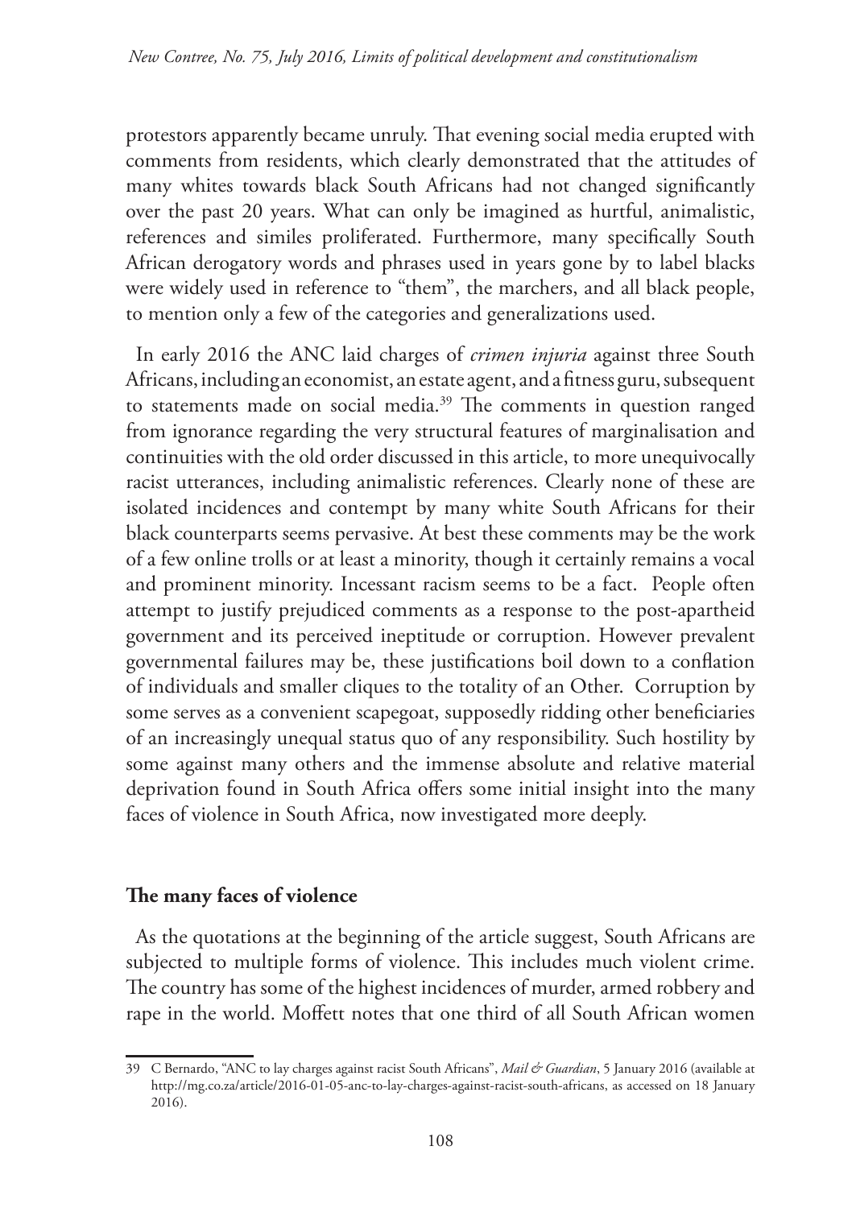protestors apparently became unruly. That evening social media erupted with comments from residents, which clearly demonstrated that the attitudes of many whites towards black South Africans had not changed significantly over the past 20 years. What can only be imagined as hurtful, animalistic, references and similes proliferated. Furthermore, many specifically South African derogatory words and phrases used in years gone by to label blacks were widely used in reference to "them", the marchers, and all black people, to mention only a few of the categories and generalizations used.

In early 2016 the ANC laid charges of *crimen injuria* against three South Africans, including an economist, an estate agent, and a fitness guru, subsequent to statements made on social media.[39] The comments in question ranged from ignorance regarding the very structural features of marginalisation and continuities with the old order discussed in this article, to more unequivocally racist utterances, including animalistic references. Clearly none of these are isolated incidences and contempt by many white South Africans for their black counterparts seems pervasive. At best these comments may be the work of a few online trolls or at least a minority, though it certainly remains a vocal and prominent minority. Incessant racism seems to be a fact. People often attempt to justify prejudiced comments as a response to the post-apartheid government and its perceived ineptitude or corruption. However prevalent governmental failures may be, these justifications boil down to a conflation of individuals and smaller cliques to the totality of an Other. Corruption by some serves as a convenient scapegoat, supposedly ridding other beneficiaries of an increasingly unequal status quo of any responsibility. Such hostility by some against many others and the immense absolute and relative material deprivation found in South Africa offers some initial insight into the many faces of violence in South Africa, now investigated more deeply.

## The many faces of violence

As the quotations at the beginning of the article suggest, South Africans are subjected to multiple forms of violence. This includes much violent crime. The country has some of the highest incidences of murder, armed robbery and rape in the world. Moffett notes that one third of all South African women

---

39 C Bernardo, "ANC to lay charges against racist South Africans", *Mail & Guardian*, 5 January 2016 (available at http://mg.co.za/article/2016-01-05-anc-to-lay-charges-against-racist-south-africans, as accessed on 18 January 2016).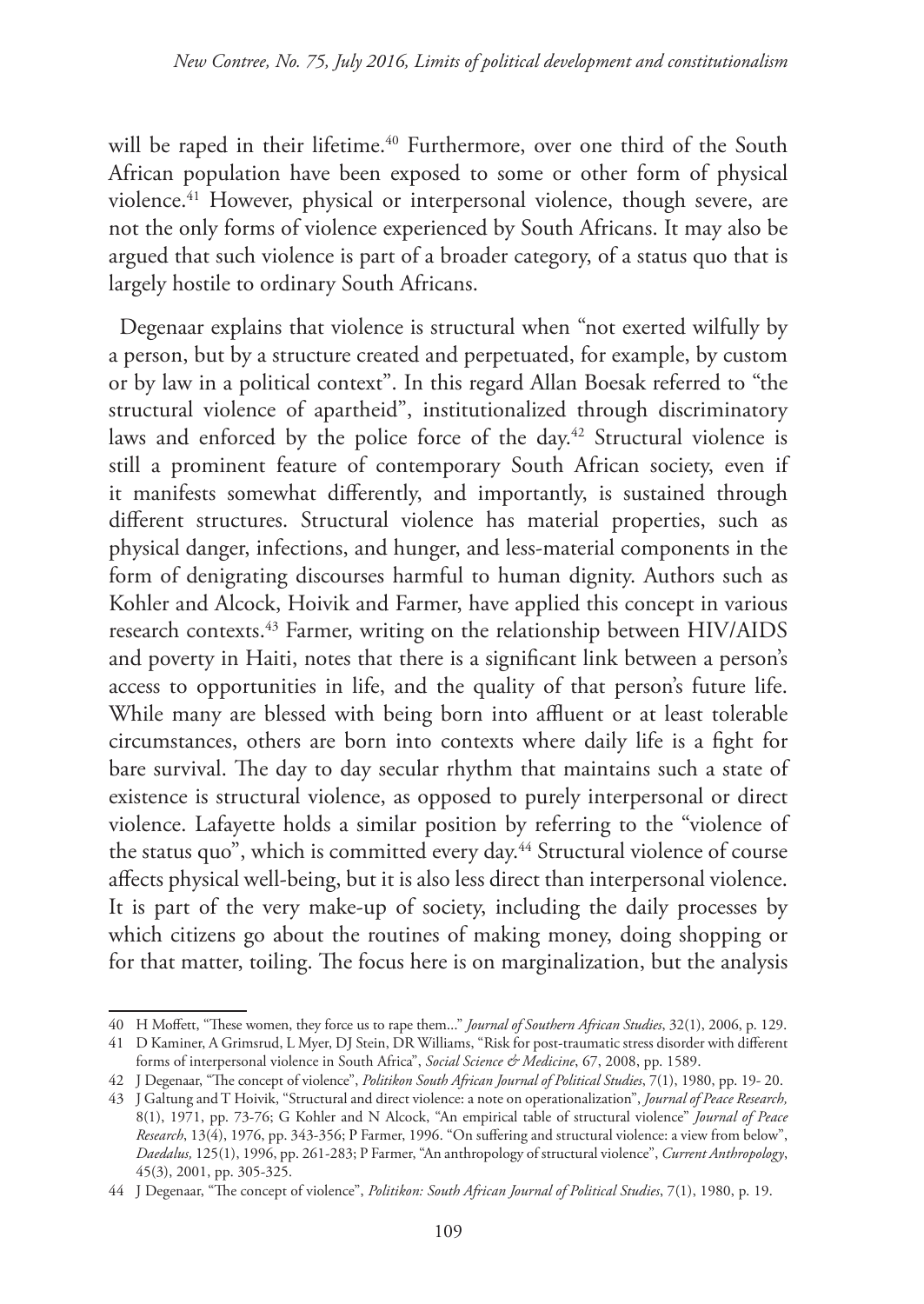will be raped in their lifetime.[40] Furthermore, over one third of the South African population have been exposed to some or other form of physical violence.[41] However, physical or interpersonal violence, though severe, are not the only forms of violence experienced by South Africans. It may also be argued that such violence is part of a broader category, of a status quo that is largely hostile to ordinary South Africans.

Degenaar explains that violence is structural when "not exerted wilfully by a person, but by a structure created and perpetuated, for example, by custom or by law in a political context". In this regard Allan Boesak referred to "the structural violence of apartheid", institutionalized through discriminatory laws and enforced by the police force of the day.[42] Structural violence is still a prominent feature of contemporary South African society, even if it manifests somewhat differently, and importantly, is sustained through different structures. Structural violence has material properties, such as physical danger, infections, and hunger, and less-material components in the form of denigrating discourses harmful to human dignity. Authors such as Kohler and Alcock, Hoivik and Farmer, have applied this concept in various research contexts.[43] Farmer, writing on the relationship between HIV/AIDS and poverty in Haiti, notes that there is a significant link between a person's access to opportunities in life, and the quality of that person's future life. While many are blessed with being born into affluent or at least tolerable circumstances, others are born into contexts where daily life is a fight for bare survival. The day to day secular rhythm that maintains such a state of existence is structural violence, as opposed to purely interpersonal or direct violence. Lafayette holds a similar position by referring to the "violence of the status quo", which is committed every day.[44] Structural violence of course affects physical well-being, but it is also less direct than interpersonal violence. It is part of the very make-up of society, including the daily processes by which citizens go about the routines of making money, doing shopping or for that matter, toiling. The focus here is on marginalization, but the analysis

---

40 H Moffett, "These women, they force us to rape them..." *Journal of Southern African Studies*, 32(1), 2006, p. 129.

41 D Kaminer, A Grimsrud, L Myer, DJ Stein, DR Williams, "Risk for post-traumatic stress disorder with different forms of interpersonal violence in South Africa", *Social Science & Medicine*, 67, 2008, pp. 1589.

42 J Degenaar, "The concept of violence", *Politikon South African Journal of Political Studies*, 7(1), 1980, pp. 19- 20.

43 J Galtung and T Hoivik, "Structural and direct violence: a note on operationalization", *Journal of Peace Research,* 8(1), 1971, pp. 73-76; G Kohler and N Alcock, "An empirical table of structural violence" *Journal of Peace Research*, 13(4), 1976, pp. 343-356; P Farmer, 1996. "On suffering and structural violence: a view from below", *Daedalus,* 125(1), 1996, pp. 261-283; P Farmer, "An anthropology of structural violence", *Current Anthropology*, 45(3), 2001, pp. 305-325.

44 J Degenaar, "The concept of violence", *Politikon: South African Journal of Political Studies*, 7(1), 1980, p. 19.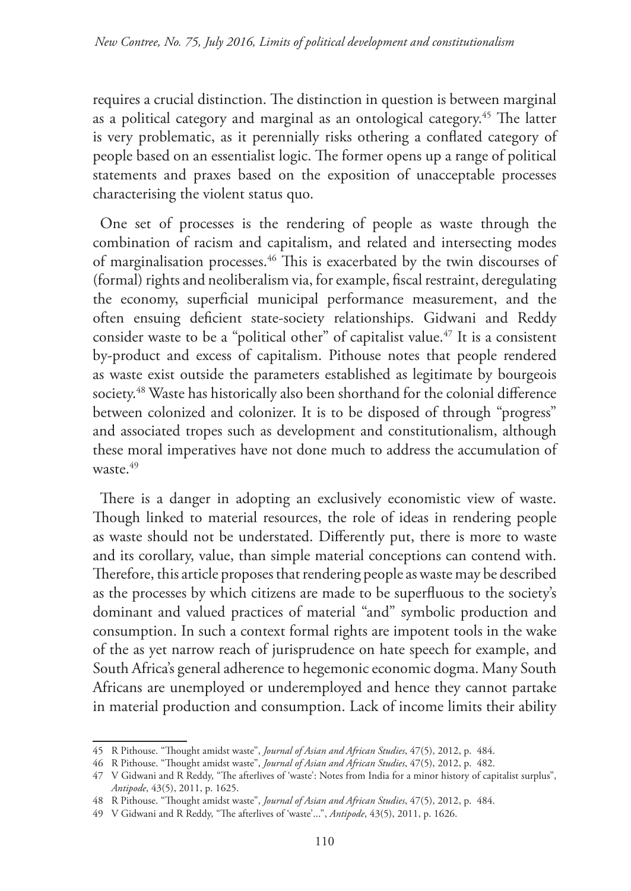requires a crucial distinction. The distinction in question is between marginal as a political category and marginal as an ontological category.[45] The latter is very problematic, as it perennially risks othering a conflated category of people based on an essentialist logic. The former opens up a range of political statements and praxes based on the exposition of unacceptable processes characterising the violent status quo.

One set of processes is the rendering of people as waste through the combination of racism and capitalism, and related and intersecting modes of marginalisation processes.[46] This is exacerbated by the twin discourses of (formal) rights and neoliberalism via, for example, fiscal restraint, deregulating the economy, superficial municipal performance measurement, and the often ensuing deficient state-society relationships. Gidwani and Reddy consider waste to be a "political other" of capitalist value.[47] It is a consistent by-product and excess of capitalism. Pithouse notes that people rendered as waste exist outside the parameters established as legitimate by bourgeois society.[48] Waste has historically also been shorthand for the colonial difference between colonized and colonizer. It is to be disposed of through "progress" and associated tropes such as development and constitutionalism, although these moral imperatives have not done much to address the accumulation of waste.[49]

There is a danger in adopting an exclusively economistic view of waste. Though linked to material resources, the role of ideas in rendering people as waste should not be understated. Differently put, there is more to waste and its corollary, value, than simple material conceptions can contend with. Therefore, this article proposes that rendering people as waste may be described as the processes by which citizens are made to be superfluous to the society's dominant and valued practices of material "and" symbolic production and consumption. In such a context formal rights are impotent tools in the wake of the as yet narrow reach of jurisprudence on hate speech for example, and South Africa's general adherence to hegemonic economic dogma. Many South Africans are unemployed or underemployed and hence they cannot partake in material production and consumption. Lack of income limits their ability

---

45 R Pithouse. "Thought amidst waste", *Journal of Asian and African Studies*, 47(5), 2012, p. 484.

46 R Pithouse. "Thought amidst waste", *Journal of Asian and African Studies*, 47(5), 2012, p. 482.

47 V Gidwani and R Reddy, "The afterlives of 'waste': Notes from India for a minor history of capitalist surplus", *Antipode*, 43(5), 2011, p. 1625.

48 R Pithouse. "Thought amidst waste", *Journal of Asian and African Studies*, 47(5), 2012, p. 484.

49 V Gidwani and R Reddy, "The afterlives of 'waste'...", *Antipode*, 43(5), 2011, p. 1626.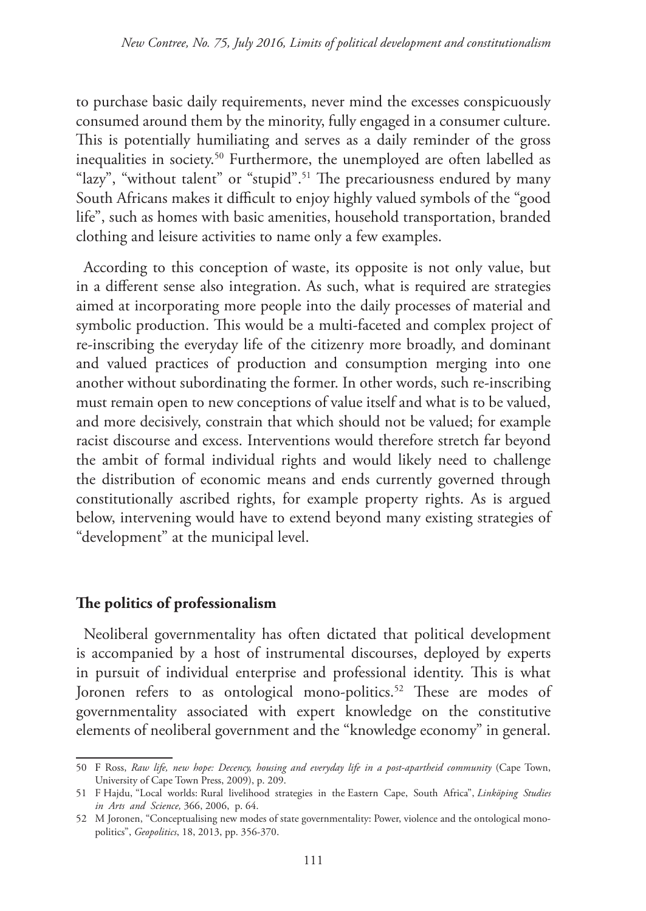to purchase basic daily requirements, never mind the excesses conspicuously consumed around them by the minority, fully engaged in a consumer culture. This is potentially humiliating and serves as a daily reminder of the gross inequalities in society.[50] Furthermore, the unemployed are often labelled as "lazy", "without talent" or "stupid".[51] The precariousness endured by many South Africans makes it difficult to enjoy highly valued symbols of the "good life", such as homes with basic amenities, household transportation, branded clothing and leisure activities to name only a few examples.

According to this conception of waste, its opposite is not only value, but in a different sense also integration. As such, what is required are strategies aimed at incorporating more people into the daily processes of material and symbolic production. This would be a multi-faceted and complex project of re-inscribing the everyday life of the citizenry more broadly, and dominant and valued practices of production and consumption merging into one another without subordinating the former. In other words, such re-inscribing must remain open to new conceptions of value itself and what is to be valued, and more decisively, constrain that which should not be valued; for example racist discourse and excess. Interventions would therefore stretch far beyond the ambit of formal individual rights and would likely need to challenge the distribution of economic means and ends currently governed through constitutionally ascribed rights, for example property rights. As is argued below, intervening would have to extend beyond many existing strategies of "development" at the municipal level.

## The politics of professionalism

Neoliberal governmentality has often dictated that political development is accompanied by a host of instrumental discourses, deployed by experts in pursuit of individual enterprise and professional identity. This is what Joronen refers to as ontological mono-politics.[52] These are modes of governmentality associated with expert knowledge on the constitutive elements of neoliberal government and the "knowledge economy" in general.

---

50 F Ross, *Raw life, new hope: Decency, housing and everyday life in a post-apartheid community* (Cape Town, University of Cape Town Press, 2009), p. 209.

51 F Hajdu, "Local worlds: Rural livelihood strategies in the Eastern Cape, South Africa", *Linköping Studies in Arts and Science,* 366, 2006, p. 64.

52 M Joronen, "Conceptualising new modes of state governmentality: Power, violence and the ontological mono-politics", *Geopolitics*, 18, 2013, pp. 356-370.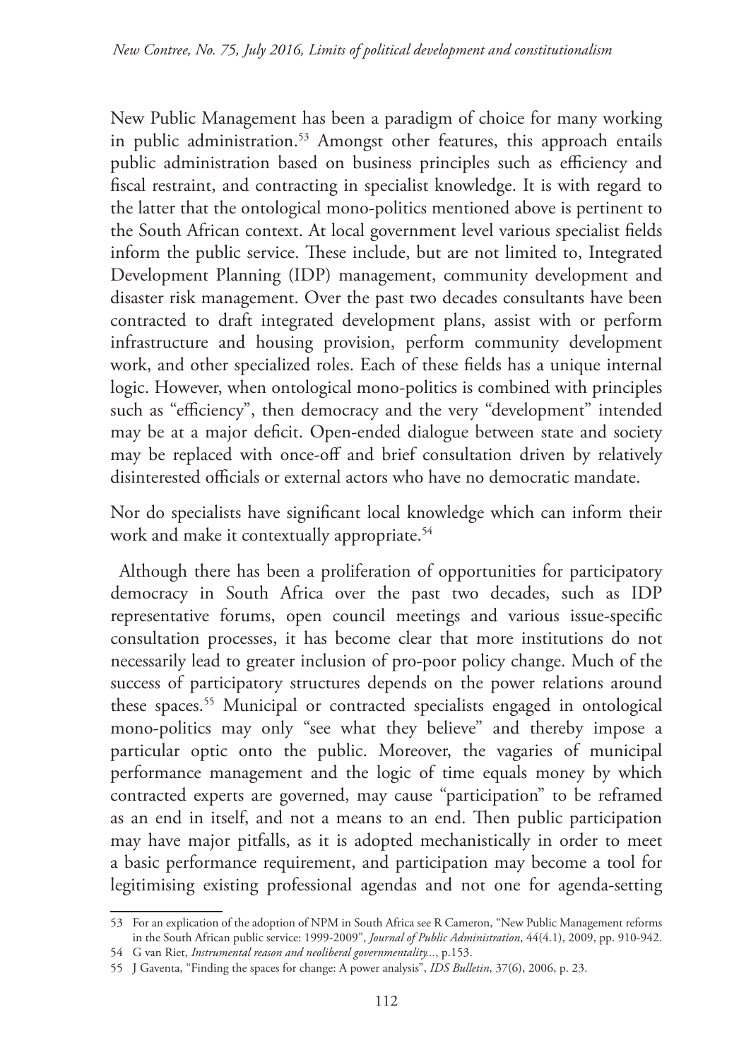New Public Management has been a paradigm of choice for many working in public administration.[53] Amongst other features, this approach entails public administration based on business principles such as efficiency and fiscal restraint, and contracting in specialist knowledge. It is with regard to the latter that the ontological mono-politics mentioned above is pertinent to the South African context. At local government level various specialist fields inform the public service. These include, but are not limited to, Integrated Development Planning (IDP) management, community development and disaster risk management. Over the past two decades consultants have been contracted to draft integrated development plans, assist with or perform infrastructure and housing provision, perform community development work, and other specialized roles. Each of these fields has a unique internal logic. However, when ontological mono-politics is combined with principles such as "efficiency", then democracy and the very "development" intended may be at a major deficit. Open-ended dialogue between state and society may be replaced with once-off and brief consultation driven by relatively disinterested officials or external actors who have no democratic mandate.

Nor do specialists have significant local knowledge which can inform their work and make it contextually appropriate.[54]

Although there has been a proliferation of opportunities for participatory democracy in South Africa over the past two decades, such as IDP representative forums, open council meetings and various issue-specific consultation processes, it has become clear that more institutions do not necessarily lead to greater inclusion of pro-poor policy change. Much of the success of participatory structures depends on the power relations around these spaces.[55] Municipal or contracted specialists engaged in ontological mono-politics may only "see what they believe" and thereby impose a particular optic onto the public. Moreover, the vagaries of municipal performance management and the logic of time equals money by which contracted experts are governed, may cause "participation" to be reframed as an end in itself, and not a means to an end. Then public participation may have major pitfalls, as it is adopted mechanistically in order to meet a basic performance requirement, and participation may become a tool for legitimising existing professional agendas and not one for agenda-setting

---

53 For an explication of the adoption of NPM in South Africa see R Cameron, "New Public Management reforms in the South African public service: 1999-2009", *Journal of Public Administration*, 44(4.1), 2009, pp. 910-942.

54 G van Riet, *Instrumental reason and neoliberal governmentality...*, p.153.

55 J Gaventa, "Finding the spaces for change: A power analysis", *IDS Bulletin*, 37(6), 2006, p. 23.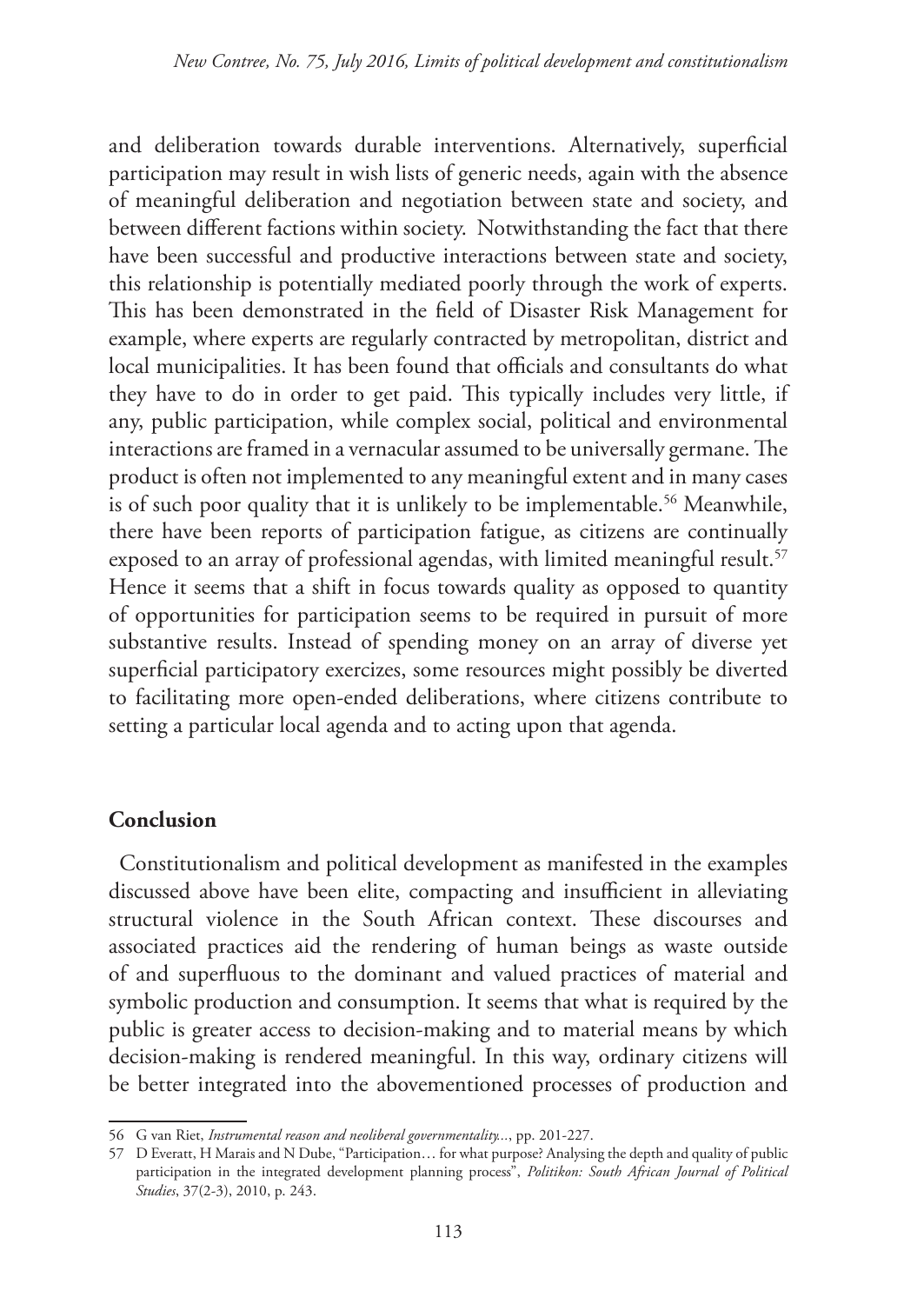and deliberation towards durable interventions. Alternatively, superficial participation may result in wish lists of generic needs, again with the absence of meaningful deliberation and negotiation between state and society, and between different factions within society. Notwithstanding the fact that there have been successful and productive interactions between state and society, this relationship is potentially mediated poorly through the work of experts. This has been demonstrated in the field of Disaster Risk Management for example, where experts are regularly contracted by metropolitan, district and local municipalities. It has been found that officials and consultants do what they have to do in order to get paid. This typically includes very little, if any, public participation, while complex social, political and environmental interactions are framed in a vernacular assumed to be universally germane. The product is often not implemented to any meaningful extent and in many cases is of such poor quality that it is unlikely to be implementable.[56] Meanwhile, there have been reports of participation fatigue, as citizens are continually exposed to an array of professional agendas, with limited meaningful result.[57] Hence it seems that a shift in focus towards quality as opposed to quantity of opportunities for participation seems to be required in pursuit of more substantive results. Instead of spending money on an array of diverse yet superficial participatory exercizes, some resources might possibly be diverted to facilitating more open-ended deliberations, where citizens contribute to setting a particular local agenda and to acting upon that agenda.

## Conclusion

Constitutionalism and political development as manifested in the examples discussed above have been elite, compacting and insufficient in alleviating structural violence in the South African context. These discourses and associated practices aid the rendering of human beings as waste outside of and superfluous to the dominant and valued practices of material and symbolic production and consumption. It seems that what is required by the public is greater access to decision-making and to material means by which decision-making is rendered meaningful. In this way, ordinary citizens will be better integrated into the abovementioned processes of production and

---

56 G van Riet, *Instrumental reason and neoliberal governmentality...*, pp. 201-227.

57 D Everatt, H Marais and N Dube, "Participation… for what purpose? Analysing the depth and quality of public participation in the integrated development planning process", *Politikon: South African Journal of Political Studies*, 37(2-3), 2010, p. 243.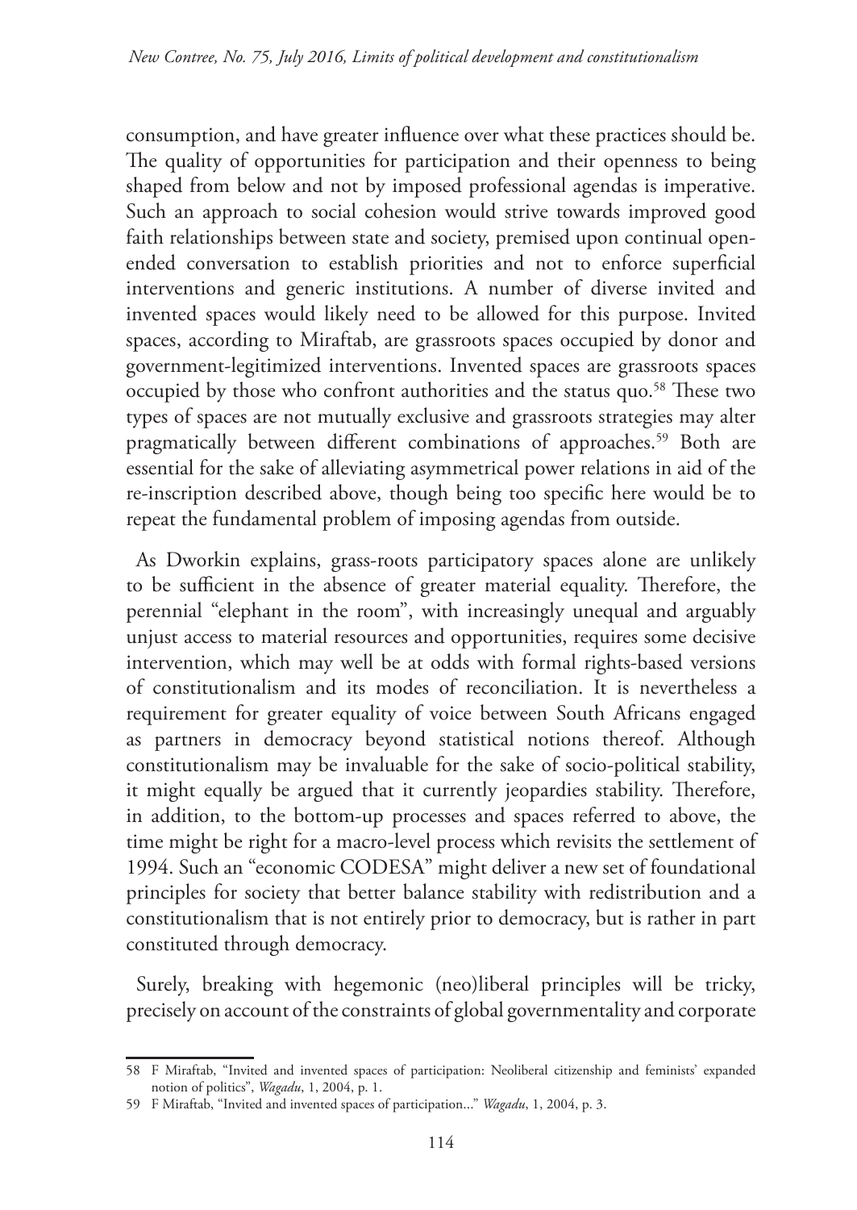consumption, and have greater influence over what these practices should be. The quality of opportunities for participation and their openness to being shaped from below and not by imposed professional agendas is imperative. Such an approach to social cohesion would strive towards improved good faith relationships between state and society, premised upon continual open-ended conversation to establish priorities and not to enforce superficial interventions and generic institutions. A number of diverse invited and invented spaces would likely need to be allowed for this purpose. Invited spaces, according to Miraftab, are grassroots spaces occupied by donor and government-legitimized interventions. Invented spaces are grassroots spaces occupied by those who confront authorities and the status quo.[58] These two types of spaces are not mutually exclusive and grassroots strategies may alter pragmatically between different combinations of approaches.[59] Both are essential for the sake of alleviating asymmetrical power relations in aid of the re-inscription described above, though being too specific here would be to repeat the fundamental problem of imposing agendas from outside.

As Dworkin explains, grass-roots participatory spaces alone are unlikely to be sufficient in the absence of greater material equality. Therefore, the perennial "elephant in the room", with increasingly unequal and arguably unjust access to material resources and opportunities, requires some decisive intervention, which may well be at odds with formal rights-based versions of constitutionalism and its modes of reconciliation. It is nevertheless a requirement for greater equality of voice between South Africans engaged as partners in democracy beyond statistical notions thereof. Although constitutionalism may be invaluable for the sake of socio-political stability, it might equally be argued that it currently jeopardies stability. Therefore, in addition, to the bottom-up processes and spaces referred to above, the time might be right for a macro-level process which revisits the settlement of 1994. Such an "economic CODESA" might deliver a new set of foundational principles for society that better balance stability with redistribution and a constitutionalism that is not entirely prior to democracy, but is rather in part constituted through democracy.

Surely, breaking with hegemonic (neo)liberal principles will be tricky, precisely on account of the constraints of global governmentality and corporate

58 F Miraftab, "Invited and invented spaces of participation: Neoliberal citizenship and feminists' expanded notion of politics", *Wagadu*, 1, 2004, p. 1.

59 F Miraftab, "Invited and invented spaces of participation..." *Wagadu*, 1, 2004, p. 3.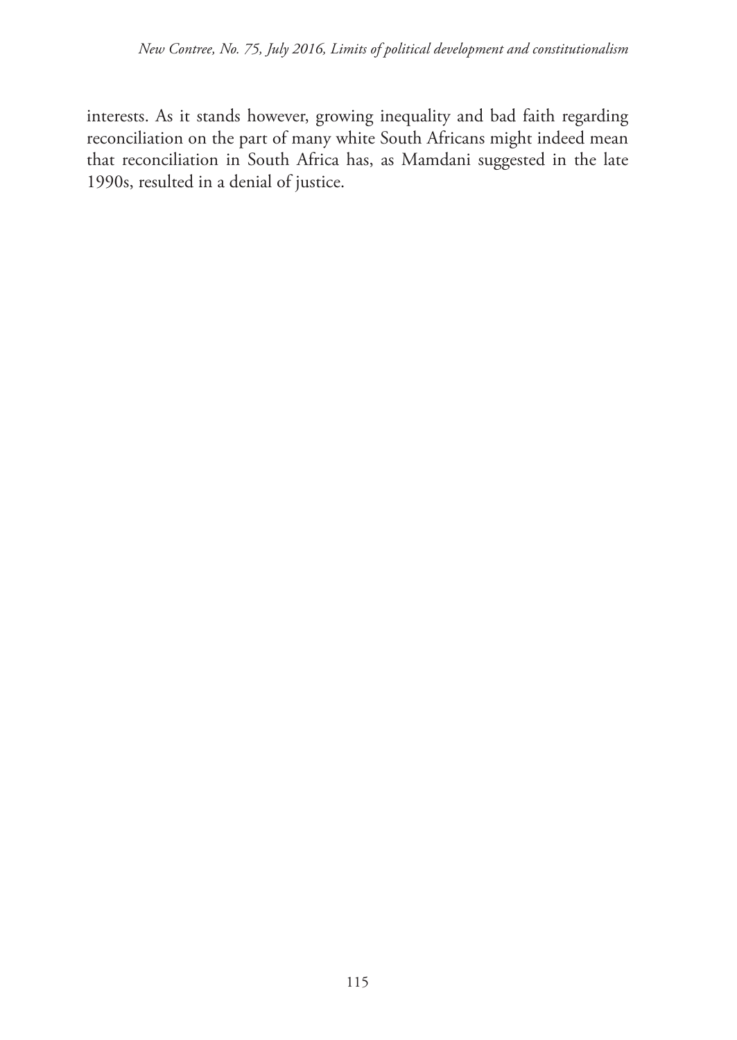interests. As it stands however, growing inequality and bad faith regarding reconciliation on the part of many white South Africans might indeed mean that reconciliation in South Africa has, as Mamdani suggested in the late 1990s, resulted in a denial of justice.